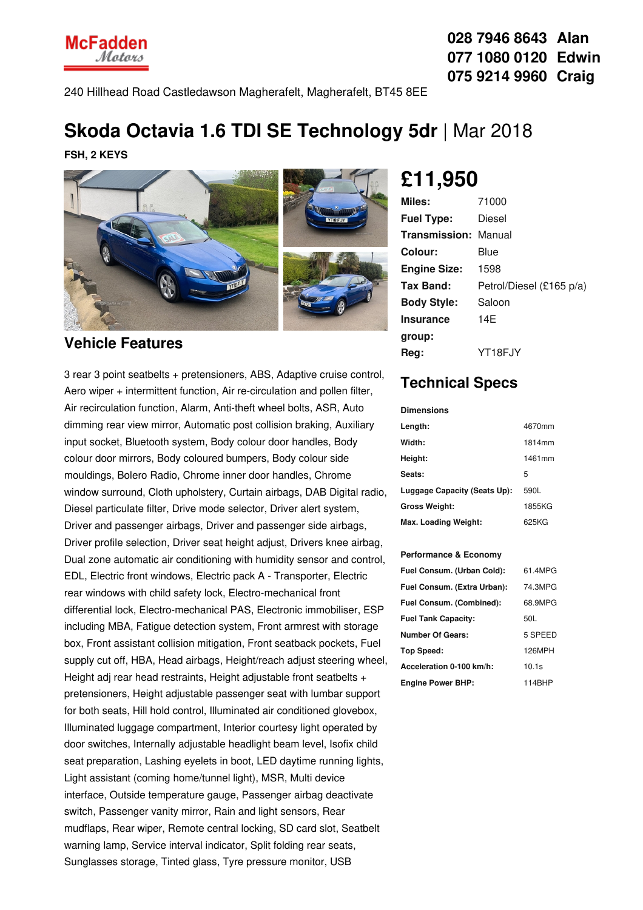McFadden Motors

028 7946 8643 Alan
077 1080 0120 Edwin
075 9214 9960 Craig

240 Hillhead Road Castledawson Magherafelt, Magherafelt, BT45 8EE

# Skoda Octavia 1.6 TDI SE Technology 5dr | Mar 2018

**FSH, 2 KEYS**

## £11,950

| | |
|---|---|
| **Miles:** | 71000 |
| **Fuel Type:** | Diesel |
| **Transmission:** | Manual |
| **Colour:** | Blue |
| **Engine Size:** | 1598 |
| **Tax Band:** | Petrol/Diesel (£165 p/a) |
| **Body Style:** | Saloon |
| **Insurance group:** | 14E |
| **Reg:** | YT18FJY |

## Vehicle Features

3 rear 3 point seatbelts + pretensioners, ABS, Adaptive cruise control, Aero wiper + intermittent function, Air re-circulation and pollen filter, Air recirculation function, Alarm, Anti-theft wheel bolts, ASR, Auto dimming rear view mirror, Automatic post collision braking, Auxiliary input socket, Bluetooth system, Body colour door handles, Body colour door mirrors, Body coloured bumpers, Body colour side mouldings, Bolero Radio, Chrome inner door handles, Chrome window surround, Cloth upholstery, Curtain airbags, DAB Digital radio, Diesel particulate filter, Drive mode selector, Driver alert system, Driver and passenger airbags, Driver and passenger side airbags, Driver profile selection, Driver seat height adjust, Drivers knee airbag, Dual zone automatic air conditioning with humidity sensor and control, EDL, Electric front windows, Electric pack A - Transporter, Electric rear windows with child safety lock, Electro-mechanical front differential lock, Electro-mechanical PAS, Electronic immobiliser, ESP including MBA, Fatigue detection system, Front armrest with storage box, Front assistant collision mitigation, Front seatback pockets, Fuel supply cut off, HBA, Head airbags, Height/reach adjust steering wheel, Height adj rear head restraints, Height adjustable front seatbelts + pretensioners, Height adjustable passenger seat with lumbar support for both seats, Hill hold control, Illuminated air conditioned glovebox, Illuminated luggage compartment, Interior courtesy light operated by door switches, Internally adjustable headlight beam level, Isofix child seat preparation, Lashing eyelets in boot, LED daytime running lights, Light assistant (coming home/tunnel light), MSR, Multi device interface, Outside temperature gauge, Passenger airbag deactivate switch, Passenger vanity mirror, Rain and light sensors, Rear mudflaps, Rear wiper, Remote central locking, SD card slot, Seatbelt warning lamp, Service interval indicator, Split folding rear seats, Sunglasses storage, Tinted glass, Tyre pressure monitor, USB

## Technical Specs

**Dimensions**

| | |
|---|---|
| **Length:** | 4670mm |
| **Width:** | 1814mm |
| **Height:** | 1461mm |
| **Seats:** | 5 |
| **Luggage Capacity (Seats Up):** | 590L |
| **Gross Weight:** | 1855KG |
| **Max. Loading Weight:** | 625KG |

**Performance & Economy**

| | |
|---|---|
| **Fuel Consum. (Urban Cold):** | 61.4MPG |
| **Fuel Consum. (Extra Urban):** | 74.3MPG |
| **Fuel Consum. (Combined):** | 68.9MPG |
| **Fuel Tank Capacity:** | 50L |
| **Number Of Gears:** | 5 SPEED |
| **Top Speed:** | 126MPH |
| **Acceleration 0-100 km/h:** | 10.1s |
| **Engine Power BHP:** | 114BHP |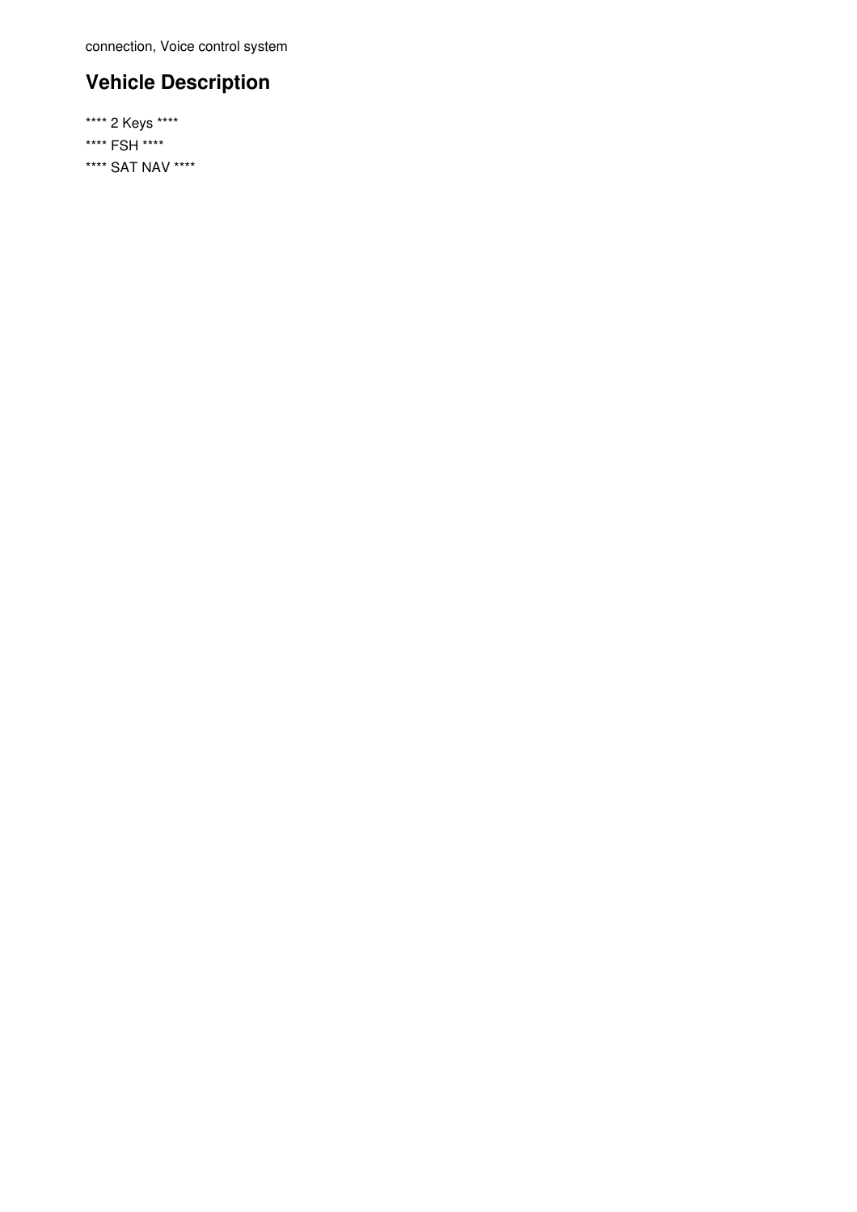connection, Voice control system

## Vehicle Description

**** 2 Keys ****

**** FSH ****

**** SAT NAV ****